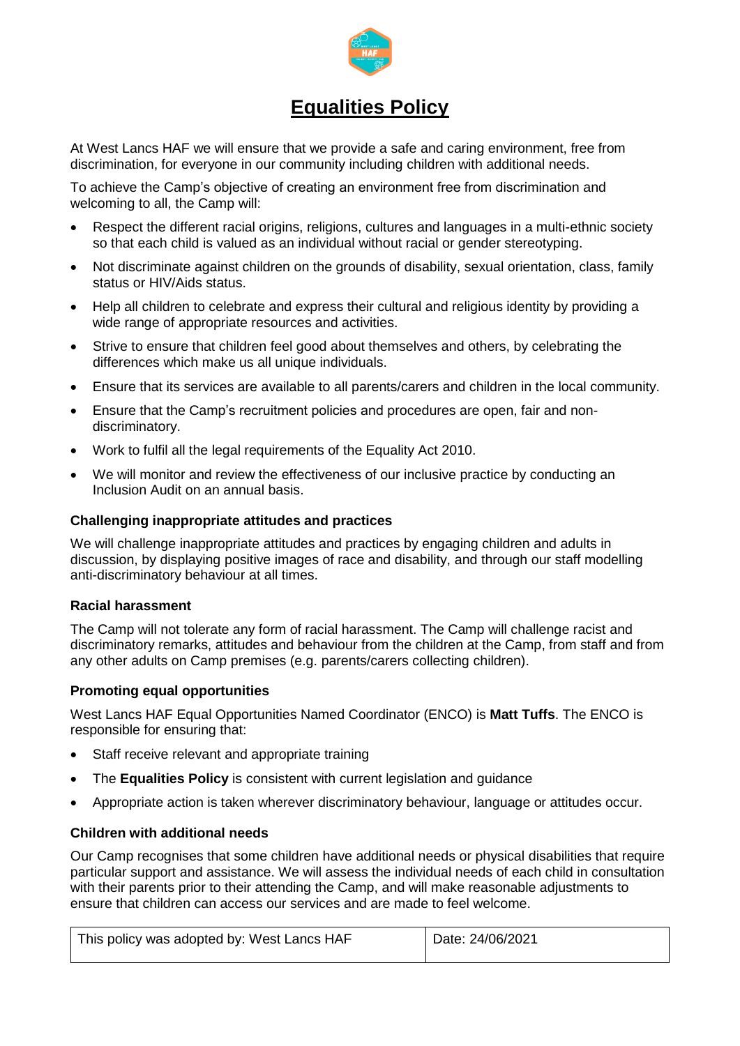# Equalities Policy

At West Lancs HAF we will ensure that we provide a safe and caring environment, free from discrimination, for everyone in our community including children with additional needs.

To achieve the Camp's objective of creating an environment free from discrimination and welcoming to all, the Camp will:

- Respect the different racial origins, religions, cultures and languages in a multi-ethnic society so that each child is valued as an individual without racial or gender stereotyping.
- Not discriminate against children on the grounds of disability, sexual orientation, class, family status or HIV/Aids status.
- Help all children to celebrate and express their cultural and religious identity by providing a wide range of appropriate resources and activities.
- Strive to ensure that children feel good about themselves and others, by celebrating the differences which make us all unique individuals.
- Ensure that its services are available to all parents/carers and children in the local community.
- Ensure that the Camp's recruitment policies and procedures are open, fair and non-discriminatory.
- Work to fulfil all the legal requirements of the Equality Act 2010.
- We will monitor and review the effectiveness of our inclusive practice by conducting an Inclusion Audit on an annual basis.

### Challenging inappropriate attitudes and practices

We will challenge inappropriate attitudes and practices by engaging children and adults in discussion, by displaying positive images of race and disability, and through our staff modelling anti-discriminatory behaviour at all times.

### Racial harassment

The Camp will not tolerate any form of racial harassment. The Camp will challenge racist and discriminatory remarks, attitudes and behaviour from the children at the Camp, from staff and from any other adults on Camp premises (e.g. parents/carers collecting children).

### Promoting equal opportunities

West Lancs HAF Equal Opportunities Named Coordinator (ENCO) is **Matt Tuffs**. The ENCO is responsible for ensuring that:

- Staff receive relevant and appropriate training
- The **Equalities Policy** is consistent with current legislation and guidance
- Appropriate action is taken wherever discriminatory behaviour, language or attitudes occur.

### Children with additional needs

Our Camp recognises that some children have additional needs or physical disabilities that require particular support and assistance. We will assess the individual needs of each child in consultation with their parents prior to their attending the Camp, and will make reasonable adjustments to ensure that children can access our services and are made to feel welcome.

| This policy was adopted by: West Lancs HAF | Date: 24/06/2021 |
| --- | --- |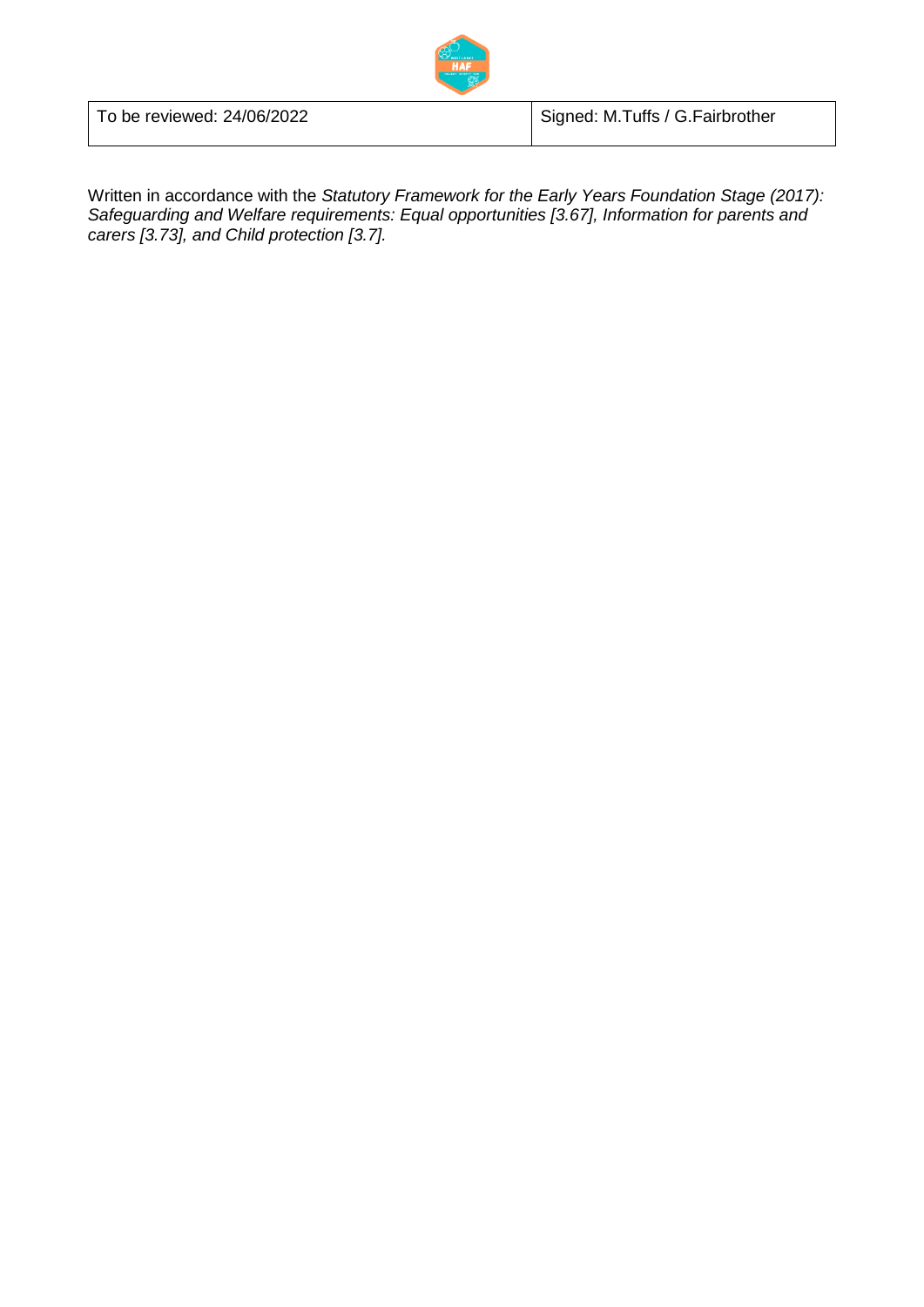| | |
|---|---|
| To be reviewed: 24/06/2022 | Signed: M.Tuffs / G.Fairbrother |

Written in accordance with the *Statutory Framework for the Early Years Foundation Stage (2017): Safeguarding and Welfare requirements: Equal opportunities [3.67], Information for parents and carers [3.73], and Child protection [3.7].*